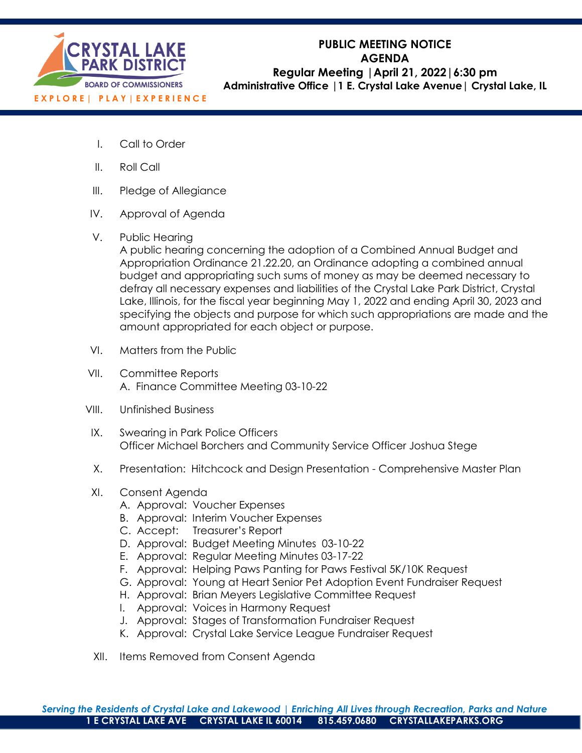CRYSTAL LAKE PARK DISTRICT
BOARD OF COMMISSIONERS
EXPLORE | PLAY | EXPERIENCE

# PUBLIC MEETING NOTICE
# AGENDA
## Regular Meeting | April 21, 2022 | 6:30 pm
### Administrative Office | 1 E. Crystal Lake Avenue | Crystal Lake, IL

I. Call to Order

II. Roll Call

III. Pledge of Allegiance

IV. Approval of Agenda

V. Public Hearing
A public hearing concerning the adoption of a Combined Annual Budget and Appropriation Ordinance 21.22.20, an Ordinance adopting a combined annual budget and appropriating such sums of money as may be deemed necessary to defray all necessary expenses and liabilities of the Crystal Lake Park District, Crystal Lake, Illinois, for the fiscal year beginning May 1, 2022 and ending April 30, 2023 and specifying the objects and purpose for which such appropriations are made and the amount appropriated for each object or purpose.

VI. Matters from the Public

VII. Committee Reports
A. Finance Committee Meeting 03-10-22

VIII. Unfinished Business

IX. Swearing in Park Police Officers
Officer Michael Borchers and Community Service Officer Joshua Stege

X. Presentation: Hitchcock and Design Presentation - Comprehensive Master Plan

XI. Consent Agenda
A. Approval: Voucher Expenses
B. Approval: Interim Voucher Expenses
C. Accept: Treasurer's Report
D. Approval: Budget Meeting Minutes 03-10-22
E. Approval: Regular Meeting Minutes 03-17-22
F. Approval: Helping Paws Panting for Paws Festival 5K/10K Request
G. Approval: Young at Heart Senior Pet Adoption Event Fundraiser Request
H. Approval: Brian Meyers Legislative Committee Request
I. Approval: Voices in Harmony Request
J. Approval: Stages of Transformation Fundraiser Request
K. Approval: Crystal Lake Service League Fundraiser Request

XII. Items Removed from Consent Agenda

*Serving the Residents of Crystal Lake and Lakewood | Enriching All Lives through Recreation, Parks and Nature*

**1 E CRYSTAL LAKE AVE CRYSTAL LAKE IL 60014 815.459.0680 CRYSTALLAKEPARKS.ORG**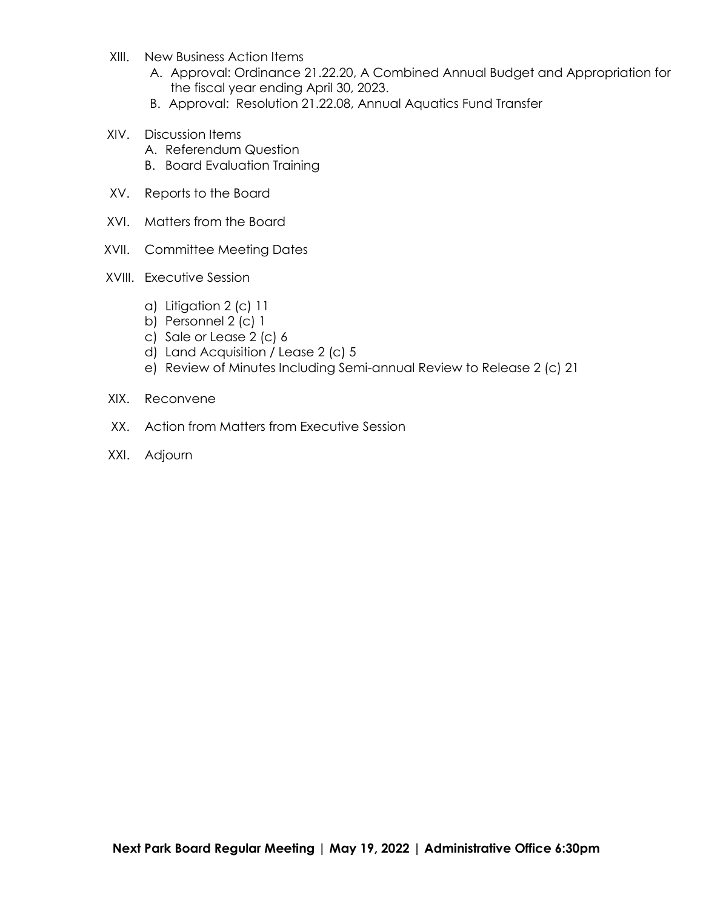XIII. New Business Action Items
   A. Approval: Ordinance 21.22.20, A Combined Annual Budget and Appropriation for the fiscal year ending April 30, 2023.
   B. Approval: Resolution 21.22.08, Annual Aquatics Fund Transfer

XIV. Discussion Items
   A. Referendum Question
   B. Board Evaluation Training

XV. Reports to the Board

XVI. Matters from the Board

XVII. Committee Meeting Dates

XVIII. Executive Session

   a) Litigation 2 (c) 11
   b) Personnel 2 (c) 1
   c) Sale or Lease 2 (c) 6
   d) Land Acquisition / Lease 2 (c) 5
   e) Review of Minutes Including Semi-annual Review to Release 2 (c) 21

XIX. Reconvene

XX. Action from Matters from Executive Session

XXI. Adjourn

**Next Park Board Regular Meeting | May 19, 2022 | Administrative Office 6:30pm**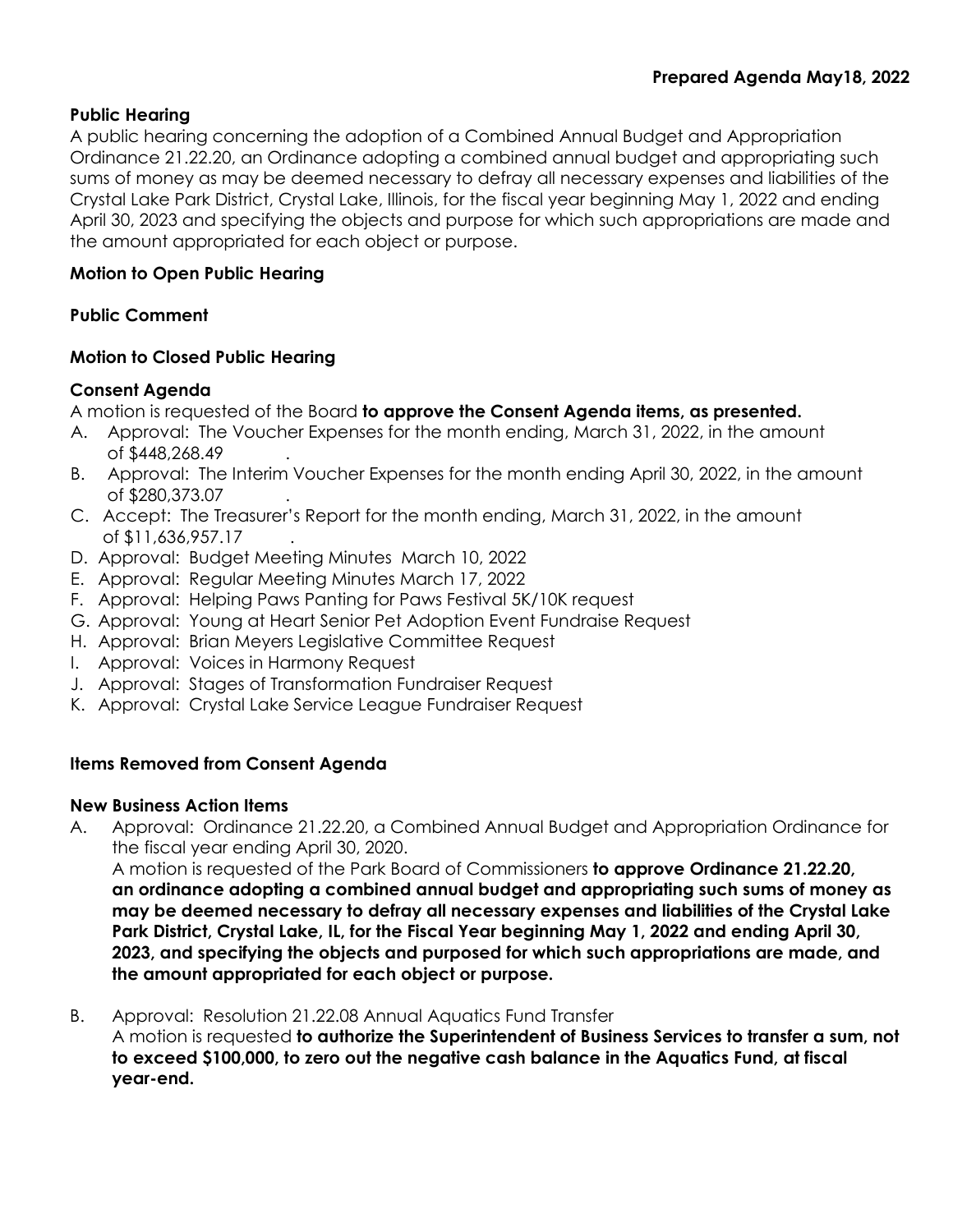**Prepared Agenda May18, 2022**

**Public Hearing**

A public hearing concerning the adoption of a Combined Annual Budget and Appropriation Ordinance 21.22.20, an Ordinance adopting a combined annual budget and appropriating such sums of money as may be deemed necessary to defray all necessary expenses and liabilities of the Crystal Lake Park District, Crystal Lake, Illinois, for the fiscal year beginning May 1, 2022 and ending April 30, 2023 and specifying the objects and purpose for which such appropriations are made and the amount appropriated for each object or purpose.

**Motion to Open Public Hearing**

**Public Comment**

**Motion to Closed Public Hearing**

**Consent Agenda**

A motion is requested of the Board **to approve the Consent Agenda items, as presented.**

A. Approval: The Voucher Expenses for the month ending, March 31, 2022, in the amount of $448,268.49 .

B. Approval: The Interim Voucher Expenses for the month ending April 30, 2022, in the amount of $280,373.07 .

C. Accept: The Treasurer's Report for the month ending, March 31, 2022, in the amount of $11,636,957.17 .

D. Approval: Budget Meeting Minutes March 10, 2022

E. Approval: Regular Meeting Minutes March 17, 2022

F. Approval: Helping Paws Panting for Paws Festival 5K/10K request

G. Approval: Young at Heart Senior Pet Adoption Event Fundraise Request

H. Approval: Brian Meyers Legislative Committee Request

I. Approval: Voices in Harmony Request

J. Approval: Stages of Transformation Fundraiser Request

K. Approval: Crystal Lake Service League Fundraiser Request

**Items Removed from Consent Agenda**

**New Business Action Items**

A. Approval: Ordinance 21.22.20, a Combined Annual Budget and Appropriation Ordinance for the fiscal year ending April 30, 2020.
A motion is requested of the Park Board of Commissioners **to approve Ordinance 21.22.20, an ordinance adopting a combined annual budget and appropriating such sums of money as may be deemed necessary to defray all necessary expenses and liabilities of the Crystal Lake Park District, Crystal Lake, IL, for the Fiscal Year beginning May 1, 2022 and ending April 30, 2023, and specifying the objects and purposed for which such appropriations are made, and the amount appropriated for each object or purpose.**

B. Approval: Resolution 21.22.08 Annual Aquatics Fund Transfer
A motion is requested **to authorize the Superintendent of Business Services to transfer a sum, not to exceed $100,000, to zero out the negative cash balance in the Aquatics Fund, at fiscal year-end.**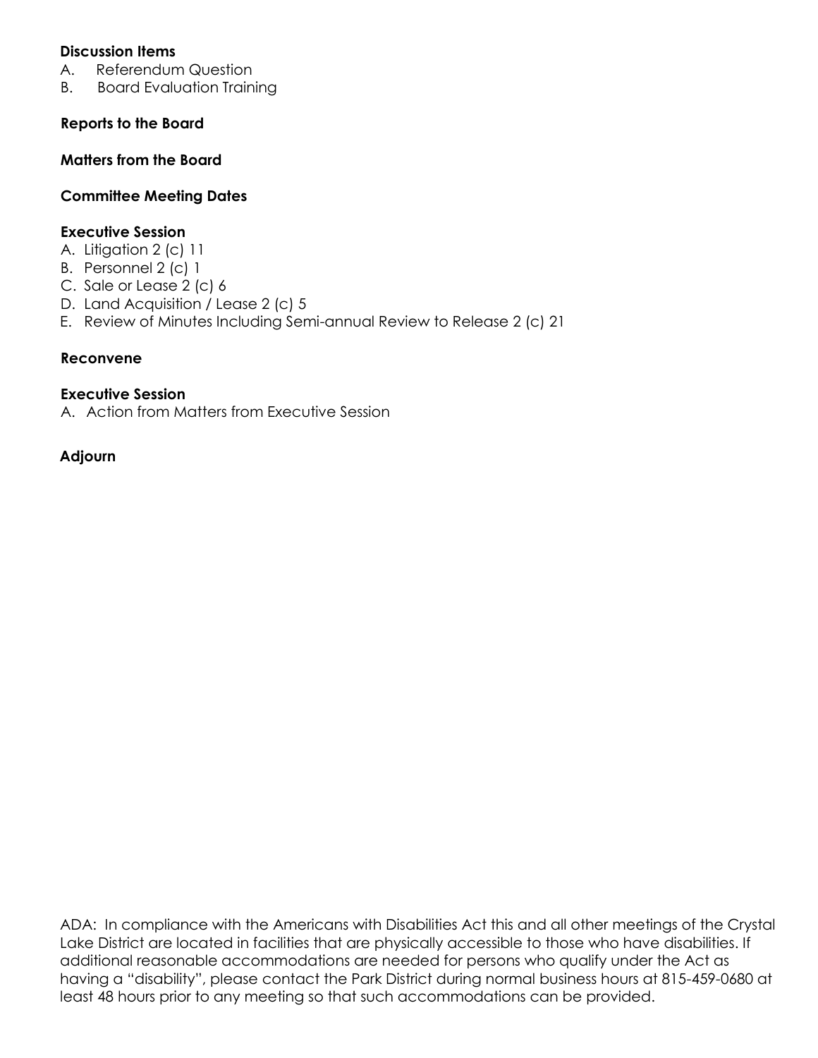**Discussion Items**

A. Referendum Question
B. Board Evaluation Training

**Reports to the Board**

**Matters from the Board**

**Committee Meeting Dates**

**Executive Session**

A. Litigation 2 (c) 11
B. Personnel 2 (c) 1
C. Sale or Lease 2 (c) 6
D. Land Acquisition / Lease 2 (c) 5
E. Review of Minutes Including Semi-annual Review to Release 2 (c) 21

**Reconvene**

**Executive Session**

A. Action from Matters from Executive Session

**Adjourn**

ADA: In compliance with the Americans with Disabilities Act this and all other meetings of the Crystal Lake District are located in facilities that are physically accessible to those who have disabilities. If additional reasonable accommodations are needed for persons who qualify under the Act as having a "disability", please contact the Park District during normal business hours at 815-459-0680 at least 48 hours prior to any meeting so that such accommodations can be provided.